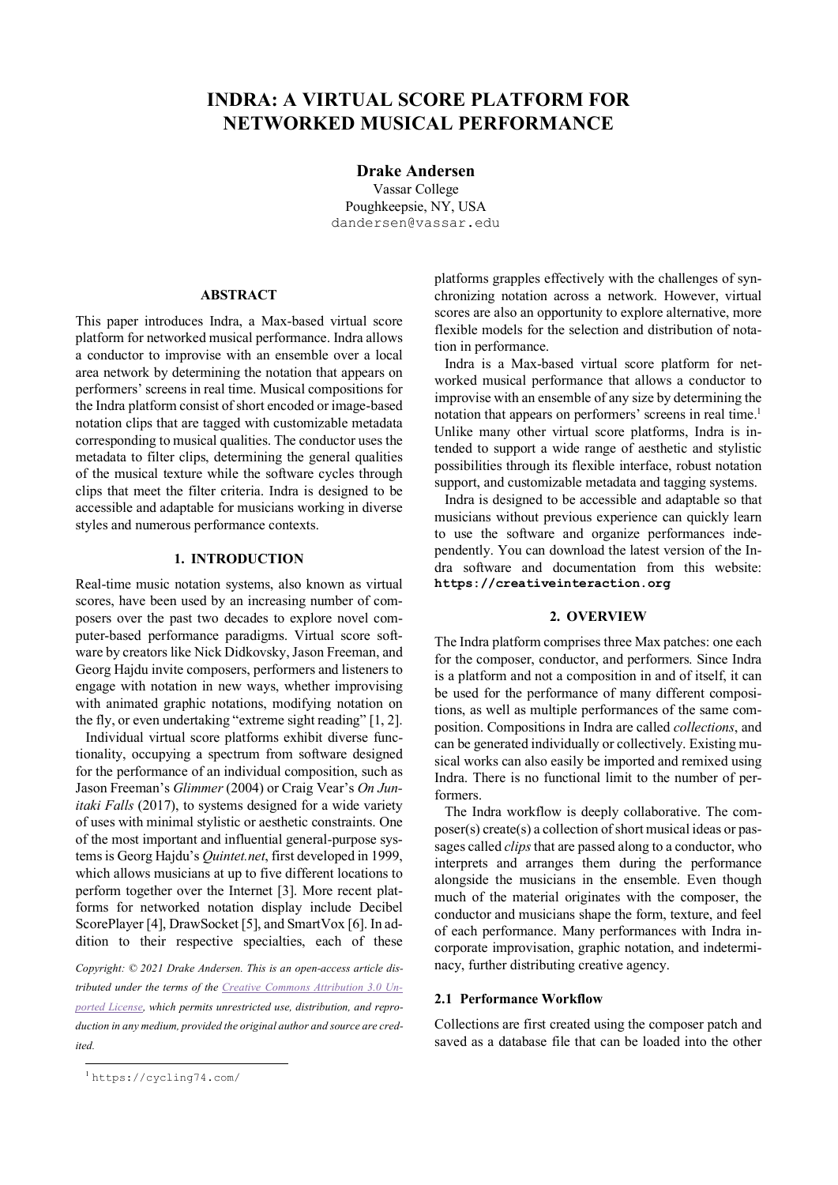# INDRA: A VIRTUAL SCORE PLATFORM FOR NETWORKED MUSICAL PERFORMANCE

**Drake Andersen**
Vassar College
Poughkeepsie, NY, USA
dandersen@vassar.edu

## ABSTRACT

This paper introduces Indra, a Max-based virtual score platform for networked musical performance. Indra allows a conductor to improvise with an ensemble over a local area network by determining the notation that appears on performers' screens in real time. Musical compositions for the Indra platform consist of short encoded or image-based notation clips that are tagged with customizable metadata corresponding to musical qualities. The conductor uses the metadata to filter clips, determining the general qualities of the musical texture while the software cycles through clips that meet the filter criteria. Indra is designed to be accessible and adaptable for musicians working in diverse styles and numerous performance contexts.

## 1. INTRODUCTION

Real-time music notation systems, also known as virtual scores, have been used by an increasing number of composers over the past two decades to explore novel computer-based performance paradigms. Virtual score software by creators like Nick Didkovsky, Jason Freeman, and Georg Hajdu invite composers, performers and listeners to engage with notation in new ways, whether improvising with animated graphic notations, modifying notation on the fly, or even undertaking "extreme sight reading" [1, 2].

Individual virtual score platforms exhibit diverse functionality, occupying a spectrum from software designed for the performance of an individual composition, such as Jason Freeman's *Glimmer* (2004) or Craig Vear's *On Junitaki Falls* (2017), to systems designed for a wide variety of uses with minimal stylistic or aesthetic constraints. One of the most important and influential general-purpose systems is Georg Hajdu's *Quintet.net*, first developed in 1999, which allows musicians at up to five different locations to perform together over the Internet [3]. More recent platforms for networked notation display include Decibel ScorePlayer [4], DrawSocket [5], and SmartVox [6]. In addition to their respective specialties, each of these platforms grapples effectively with the challenges of synchronizing notation across a network. However, virtual scores are also an opportunity to explore alternative, more flexible models for the selection and distribution of notation in performance.

Indra is a Max-based virtual score platform for networked musical performance that allows a conductor to improvise with an ensemble of any size by determining the notation that appears on performers' screens in real time.[1] Unlike many other virtual score platforms, Indra is intended to support a wide range of aesthetic and stylistic possibilities through its flexible interface, robust notation support, and customizable metadata and tagging systems.

Indra is designed to be accessible and adaptable so that musicians without previous experience can quickly learn to use the software and organize performances independently. You can download the latest version of the Indra software and documentation from this website: **https://creativeinteraction.org**

*Copyright: © 2021 Drake Andersen. This is an open-access article distributed under the terms of the Creative Commons Attribution 3.0 Unported License, which permits unrestricted use, distribution, and reproduction in any medium, provided the original author and source are credited.*

## 2. OVERVIEW

The Indra platform comprises three Max patches: one each for the composer, conductor, and performers. Since Indra is a platform and not a composition in and of itself, it can be used for the performance of many different compositions, as well as multiple performances of the same composition. Compositions in Indra are called *collections*, and can be generated individually or collectively. Existing musical works can also easily be imported and remixed using Indra. There is no functional limit to the number of performers.

The Indra workflow is deeply collaborative. The composer(s) create(s) a collection of short musical ideas or passages called *clips* that are passed along to a conductor, who interprets and arranges them during the performance alongside the musicians in the ensemble. Even though much of the material originates with the composer, the conductor and musicians shape the form, texture, and feel of each performance. Many performances with Indra incorporate improvisation, graphic notation, and indeterminacy, further distributing creative agency.

### 2.1 Performance Workflow

Collections are first created using the composer patch and saved as a database file that can be loaded into the other

[1] https://cycling74.com/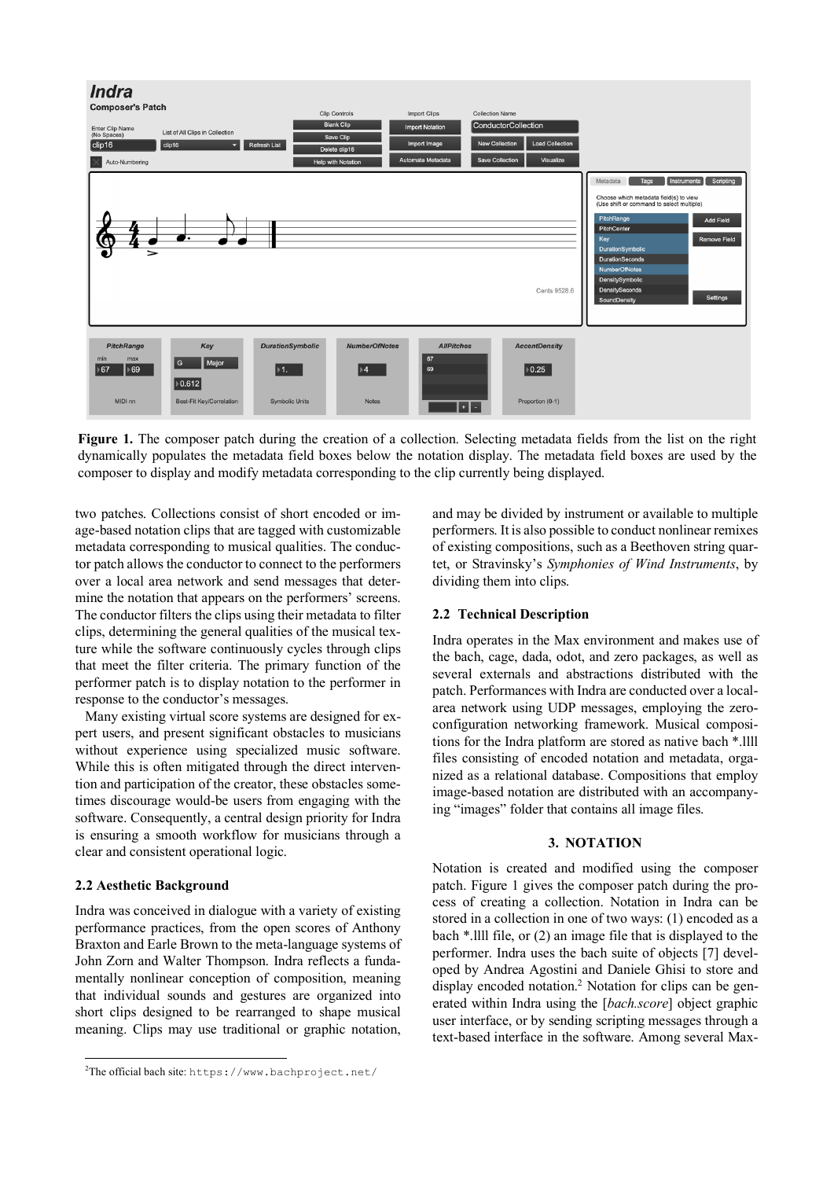**Figure 1.** The composer patch during the creation of a collection. Selecting metadata fields from the list on the right dynamically populates the metadata field boxes below the notation display. The metadata field boxes are used by the composer to display and modify metadata corresponding to the clip currently being displayed.

two patches. Collections consist of short encoded or image-based notation clips that are tagged with customizable metadata corresponding to musical qualities. The conductor patch allows the conductor to connect to the performers over a local area network and send messages that determine the notation that appears on the performers' screens. The conductor filters the clips using their metadata to filter clips, determining the general qualities of the musical texture while the software continuously cycles through clips that meet the filter criteria. The primary function of the performer patch is to display notation to the performer in response to the conductor's messages.

Many existing virtual score systems are designed for expert users, and present significant obstacles to musicians without experience using specialized music software. While this is often mitigated through the direct intervention and participation of the creator, these obstacles sometimes discourage would-be users from engaging with the software. Consequently, a central design priority for Indra is ensuring a smooth workflow for musicians through a clear and consistent operational logic.

### 2.2 Aesthetic Background

Indra was conceived in dialogue with a variety of existing performance practices, from the open scores of Anthony Braxton and Earle Brown to the meta-language systems of John Zorn and Walter Thompson. Indra reflects a fundamentally nonlinear conception of composition, meaning that individual sounds and gestures are organized into short clips designed to be rearranged to shape musical meaning. Clips may use traditional or graphic notation, and may be divided by instrument or available to multiple performers. It is also possible to conduct nonlinear remixes of existing compositions, such as a Beethoven string quartet, or Stravinsky's *Symphonies of Wind Instruments*, by dividing them into clips.

### 2.2 Technical Description

Indra operates in the Max environment and makes use of the bach, cage, dada, odot, and zero packages, as well as several externals and abstractions distributed with the patch. Performances with Indra are conducted over a local-area network using UDP messages, employing the zero-configuration networking framework. Musical compositions for the Indra platform are stored as native bach *.llll files consisting of encoded notation and metadata, organized as a relational database. Compositions that employ image-based notation are distributed with an accompanying "images" folder that contains all image files.

## 3. NOTATION

Notation is created and modified using the composer patch. Figure 1 gives the composer patch during the process of creating a collection. Notation in Indra can be stored in a collection in one of two ways: (1) encoded as a bach *.llll file, or (2) an image file that is displayed to the performer. Indra uses the bach suite of objects [7] developed by Andrea Agostini and Daniele Ghisi to store and display encoded notation.[2] Notation for clips can be generated within Indra using the [*bach.score*] object graphic user interface, or by sending scripting messages through a text-based interface in the software. Among several Max-

[2]The official bach site: `https://www.bachproject.net/`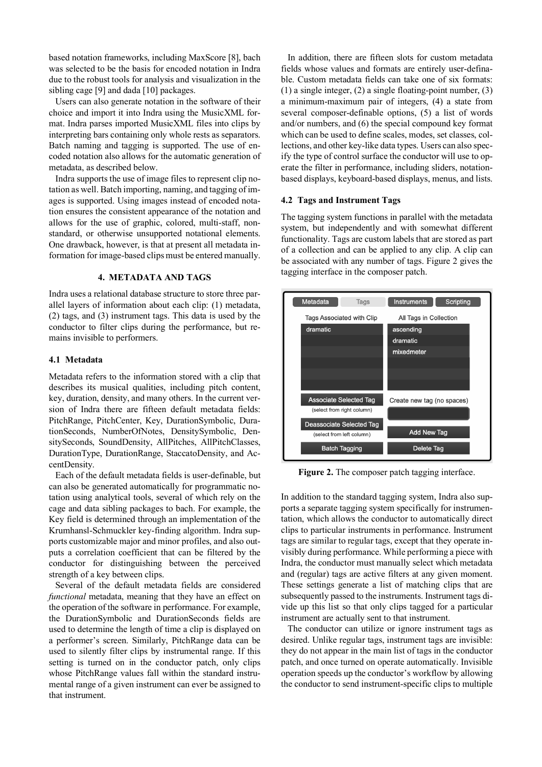based notation frameworks, including MaxScore [8], bach was selected to be the basis for encoded notation in Indra due to the robust tools for analysis and visualization in the sibling cage [9] and dada [10] packages.

Users can also generate notation in the software of their choice and import it into Indra using the MusicXML format. Indra parses imported MusicXML files into clips by interpreting bars containing only whole rests as separators. Batch naming and tagging is supported. The use of encoded notation also allows for the automatic generation of metadata, as described below.

Indra supports the use of image files to represent clip notation as well. Batch importing, naming, and tagging of images is supported. Using images instead of encoded notation ensures the consistent appearance of the notation and allows for the use of graphic, colored, multi-staff, nonstandard, or otherwise unsupported notational elements. One drawback, however, is that at present all metadata information for image-based clips must be entered manually.

## 4. METADATA AND TAGS

Indra uses a relational database structure to store three parallel layers of information about each clip: (1) metadata, (2) tags, and (3) instrument tags. This data is used by the conductor to filter clips during the performance, but remains invisible to performers.

### 4.1 Metadata

Metadata refers to the information stored with a clip that describes its musical qualities, including pitch content, key, duration, density, and many others. In the current version of Indra there are fifteen default metadata fields: PitchRange, PitchCenter, Key, DurationSymbolic, DurationSeconds, NumberOfNotes, DensitySymbolic, DensitySeconds, SoundDensity, AllPitches, AllPitchClasses, DurationType, DurationRange, StaccatoDensity, and AccentDensity.

Each of the default metadata fields is user-definable, but can also be generated automatically for programmatic notation using analytical tools, several of which rely on the cage and data sibling packages to bach. For example, the Key field is determined through an implementation of the Krumhansl-Schmuckler key-finding algorithm. Indra supports customizable major and minor profiles, and also outputs a correlation coefficient that can be filtered by the conductor for distinguishing between the perceived strength of a key between clips.

Several of the default metadata fields are considered *functional* metadata, meaning that they have an effect on the operation of the software in performance. For example, the DurationSymbolic and DurationSeconds fields are used to determine the length of time a clip is displayed on a performer's screen. Similarly, PitchRange data can be used to silently filter clips by instrumental range. If this setting is turned on in the conductor patch, only clips whose PitchRange values fall within the standard instrumental range of a given instrument can ever be assigned to that instrument.

In addition, there are fifteen slots for custom metadata fields whose values and formats are entirely user-definable. Custom metadata fields can take one of six formats: (1) a single integer, (2) a single floating-point number, (3) a minimum-maximum pair of integers, (4) a state from several composer-definable options, (5) a list of words and/or numbers, and (6) the special compound key format which can be used to define scales, modes, set classes, collections, and other key-like data types. Users can also specify the type of control surface the conductor will use to operate the filter in performance, including sliders, notation-based displays, keyboard-based displays, menus, and lists.

### 4.2 Tags and Instrument Tags

The tagging system functions in parallel with the metadata system, but independently and with somewhat different functionality. Tags are custom labels that are stored as part of a collection and can be applied to any clip. A clip can be associated with any number of tags. Figure 2 gives the tagging interface in the composer patch.

**Figure 2.** The composer patch tagging interface.

In addition to the standard tagging system, Indra also supports a separate tagging system specifically for instrumentation, which allows the conductor to automatically direct clips to particular instruments in performance. Instrument tags are similar to regular tags, except that they operate invisibly during performance. While performing a piece with Indra, the conductor must manually select which metadata and (regular) tags are active filters at any given moment. These settings generate a list of matching clips that are subsequently passed to the instruments. Instrument tags divide up this list so that only clips tagged for a particular instrument are actually sent to that instrument.

The conductor can utilize or ignore instrument tags as desired. Unlike regular tags, instrument tags are invisible: they do not appear in the main list of tags in the conductor patch, and once turned on operate automatically. Invisible operation speeds up the conductor's workflow by allowing the conductor to send instrument-specific clips to multiple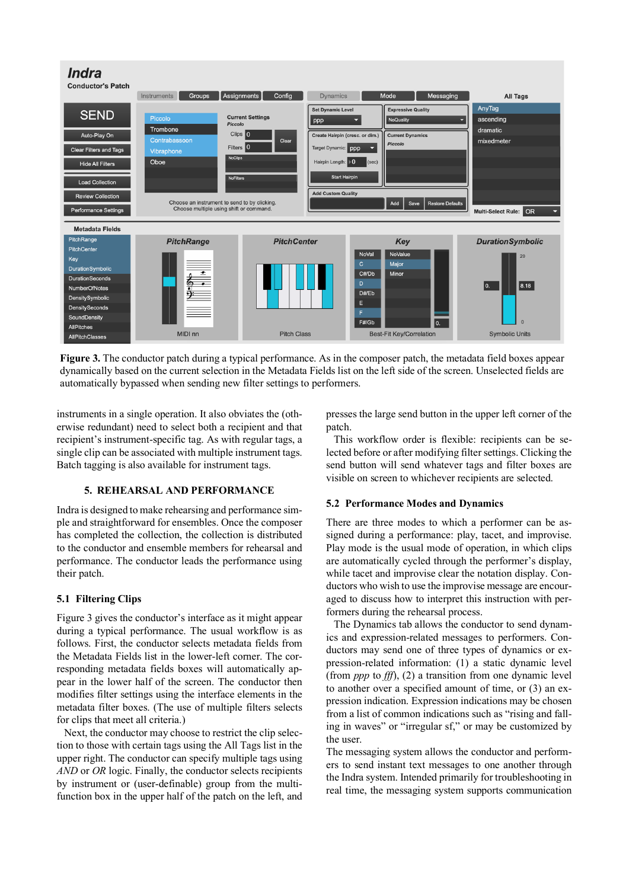**Figure 3.** The conductor patch during a typical performance. As in the composer patch, the metadata field boxes appear dynamically based on the current selection in the Metadata Fields list on the left side of the screen. Unselected fields are automatically bypassed when sending new filter settings to performers.

instruments in a single operation. It also obviates the (otherwise redundant) need to select both a recipient and that recipient's instrument-specific tag. As with regular tags, a single clip can be associated with multiple instrument tags. Batch tagging is also available for instrument tags.

## 5. REHEARSAL AND PERFORMANCE

Indra is designed to make rehearsing and performance simple and straightforward for ensembles. Once the composer has completed the collection, the collection is distributed to the conductor and ensemble members for rehearsal and performance. The conductor leads the performance using their patch.

### 5.1 Filtering Clips

Figure 3 gives the conductor's interface as it might appear during a typical performance. The usual workflow is as follows. First, the conductor selects metadata fields from the Metadata Fields list in the lower-left corner. The corresponding metadata fields boxes will automatically appear in the lower half of the screen. The conductor then modifies filter settings using the interface elements in the metadata filter boxes. (The use of multiple filters selects for clips that meet all criteria.)

Next, the conductor may choose to restrict the clip selection to those with certain tags using the All Tags list in the upper right. The conductor can specify multiple tags using *AND* or *OR* logic. Finally, the conductor selects recipients by instrument or (user-definable) group from the multi-function box in the upper half of the patch on the left, and presses the large send button in the upper left corner of the patch.

This workflow order is flexible: recipients can be selected before or after modifying filter settings. Clicking the send button will send whatever tags and filter boxes are visible on screen to whichever recipients are selected.

### 5.2 Performance Modes and Dynamics

There are three modes to which a performer can be assigned during a performance: play, tacet, and improvise. Play mode is the usual mode of operation, in which clips are automatically cycled through the performer's display, while tacet and improvise clear the notation display. Conductors who wish to use the improvise message are encouraged to discuss how to interpret this instruction with performers during the rehearsal process.

The Dynamics tab allows the conductor to send dynamics and expression-related messages to performers. Conductors may send one of three types of dynamics or expression-related information: (1) a static dynamic level (from *ppp* to *fff*), (2) a transition from one dynamic level to another over a specified amount of time, or (3) an expression indication. Expression indications may be chosen from a list of common indications such as "rising and falling in waves" or "irregular sf," or may be customized by the user.

The messaging system allows the conductor and performers to send instant text messages to one another through the Indra system. Intended primarily for troubleshooting in real time, the messaging system supports communication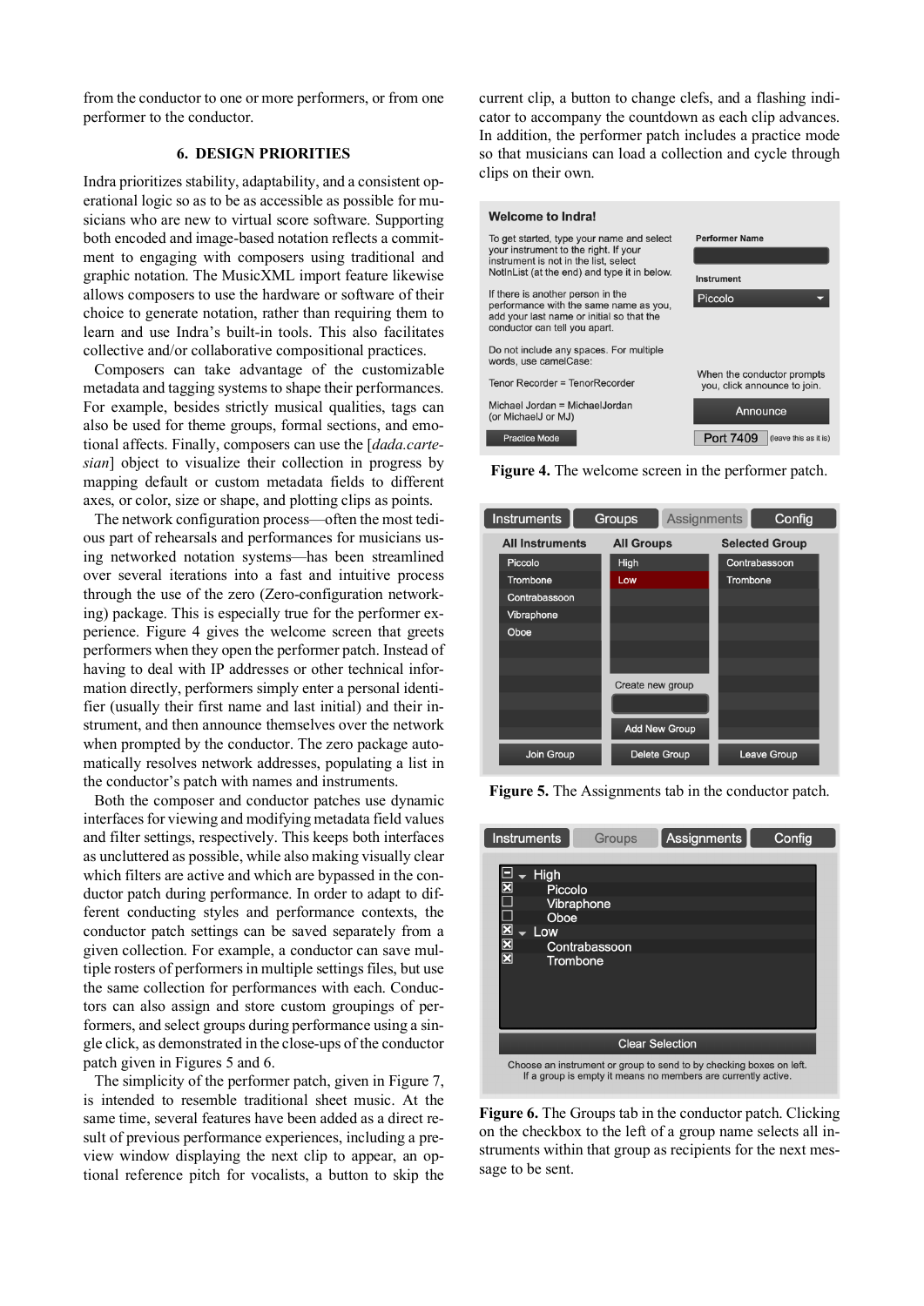from the conductor to one or more performers, or from one performer to the conductor.

## 6. DESIGN PRIORITIES

Indra prioritizes stability, adaptability, and a consistent operational logic so as to be as accessible as possible for musicians who are new to virtual score software. Supporting both encoded and image-based notation reflects a commitment to engaging with composers using traditional and graphic notation. The MusicXML import feature likewise allows composers to use the hardware or software of their choice to generate notation, rather than requiring them to learn and use Indra's built-in tools. This also facilitates collective and/or collaborative compositional practices.

Composers can take advantage of the customizable metadata and tagging systems to shape their performances. For example, besides strictly musical qualities, tags can also be used for theme groups, formal sections, and emotional affects. Finally, composers can use the [*dada.cartesian*] object to visualize their collection in progress by mapping default or custom metadata fields to different axes, or color, size or shape, and plotting clips as points.

The network configuration process—often the most tedious part of rehearsals and performances for musicians using networked notation systems—has been streamlined over several iterations into a fast and intuitive process through the use of the zero (Zero-configuration networking) package. This is especially true for the performer experience. Figure 4 gives the welcome screen that greets performers when they open the performer patch. Instead of having to deal with IP addresses or other technical information directly, performers simply enter a personal identifier (usually their first name and last initial) and their instrument, and then announce themselves over the network when prompted by the conductor. The zero package automatically resolves network addresses, populating a list in the conductor's patch with names and instruments.

Both the composer and conductor patches use dynamic interfaces for viewing and modifying metadata field values and filter settings, respectively. This keeps both interfaces as uncluttered as possible, while also making visually clear which filters are active and which are bypassed in the conductor patch during performance. In order to adapt to different conducting styles and performance contexts, the conductor patch settings can be saved separately from a given collection. For example, a conductor can save multiple rosters of performers in multiple settings files, but use the same collection for performances with each. Conductors can also assign and store custom groupings of performers, and select groups during performance using a single click, as demonstrated in the close-ups of the conductor patch given in Figures 5 and 6.

The simplicity of the performer patch, given in Figure 7, is intended to resemble traditional sheet music. At the same time, several features have been added as a direct result of previous performance experiences, including a preview window displaying the next clip to appear, an optional reference pitch for vocalists, a button to skip the current clip, a button to change clefs, and a flashing indicator to accompany the countdown as each clip advances. In addition, the performer patch includes a practice mode so that musicians can load a collection and cycle through clips on their own.

**Figure 4.** The welcome screen in the performer patch.

**Figure 5.** The Assignments tab in the conductor patch.

**Figure 6.** The Groups tab in the conductor patch. Clicking on the checkbox to the left of a group name selects all instruments within that group as recipients for the next message to be sent.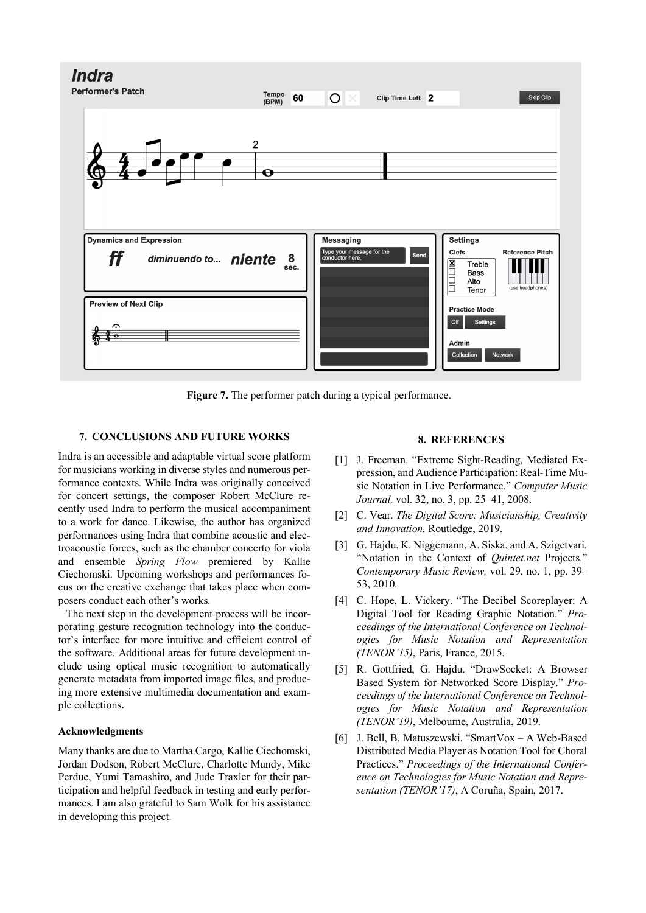**Figure 7.** The performer patch during a typical performance.

## 7. CONCLUSIONS AND FUTURE WORKS

Indra is an accessible and adaptable virtual score platform for musicians working in diverse styles and numerous performance contexts. While Indra was originally conceived for concert settings, the composer Robert McClure recently used Indra to perform the musical accompaniment to a work for dance. Likewise, the author has organized performances using Indra that combine acoustic and electroacoustic forces, such as the chamber concerto for viola and ensemble *Spring Flow* premiered by Kallie Ciechomski. Upcoming workshops and performances focus on the creative exchange that takes place when composers conduct each other's works.

The next step in the development process will be incorporating gesture recognition technology into the conductor's interface for more intuitive and efficient control of the software. Additional areas for future development include using optical music recognition to automatically generate metadata from imported image files, and producing more extensive multimedia documentation and example collections**.**

### Acknowledgments

Many thanks are due to Martha Cargo, Kallie Ciechomski, Jordan Dodson, Robert McClure, Charlotte Mundy, Mike Perdue, Yumi Tamashiro, and Jude Traxler for their participation and helpful feedback in testing and early performances. I am also grateful to Sam Wolk for his assistance in developing this project.

## 8. REFERENCES

[1] J. Freeman. "Extreme Sight-Reading, Mediated Expression, and Audience Participation: Real-Time Music Notation in Live Performance." *Computer Music Journal,* vol. 32, no. 3, pp. 25–41, 2008.

[2] C. Vear. *The Digital Score: Musicianship, Creativity and Innovation.* Routledge, 2019.

[3] G. Hajdu, K. Niggemann, A. Siska, and A. Szigetvari. "Notation in the Context of *Quintet.net* Projects." *Contemporary Music Review,* vol. 29. no. 1, pp. 39–53, 2010.

[4] C. Hope, L. Vickery. "The Decibel Scoreplayer: A Digital Tool for Reading Graphic Notation." *Proceedings of the International Conference on Technologies for Music Notation and Representation (TENOR'15)*, Paris, France, 2015.

[5] R. Gottfried, G. Hajdu. "DrawSocket: A Browser Based System for Networked Score Display." *Proceedings of the International Conference on Technologies for Music Notation and Representation (TENOR'19)*, Melbourne, Australia, 2019.

[6] J. Bell, B. Matuszewski. "SmartVox – A Web-Based Distributed Media Player as Notation Tool for Choral Practices." *Proceedings of the International Conference on Technologies for Music Notation and Representation (TENOR'17)*, A Coruña, Spain, 2017.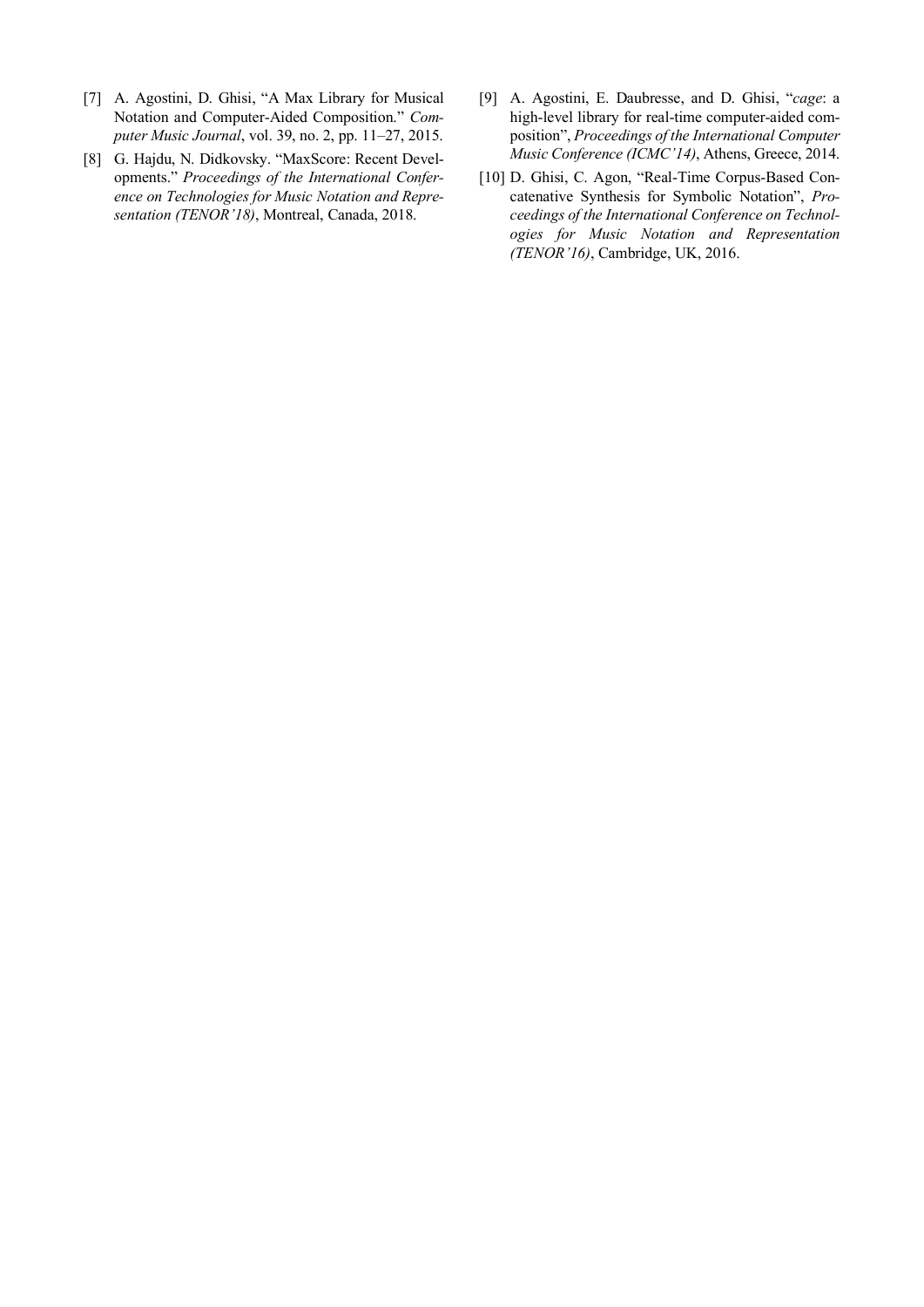[7] A. Agostini, D. Ghisi, "A Max Library for Musical Notation and Computer-Aided Composition." *Computer Music Journal*, vol. 39, no. 2, pp. 11–27, 2015.

[8] G. Hajdu, N. Didkovsky. "MaxScore: Recent Developments." *Proceedings of the International Conference on Technologies for Music Notation and Representation (TENOR'18)*, Montreal, Canada, 2018.

[9] A. Agostini, E. Daubresse, and D. Ghisi, "*cage*: a high-level library for real-time computer-aided composition", *Proceedings of the International Computer Music Conference (ICMC'14)*, Athens, Greece, 2014.

[10] D. Ghisi, C. Agon, "Real-Time Corpus-Based Concatenative Synthesis for Symbolic Notation", *Proceedings of the International Conference on Technologies for Music Notation and Representation (TENOR'16)*, Cambridge, UK, 2016.